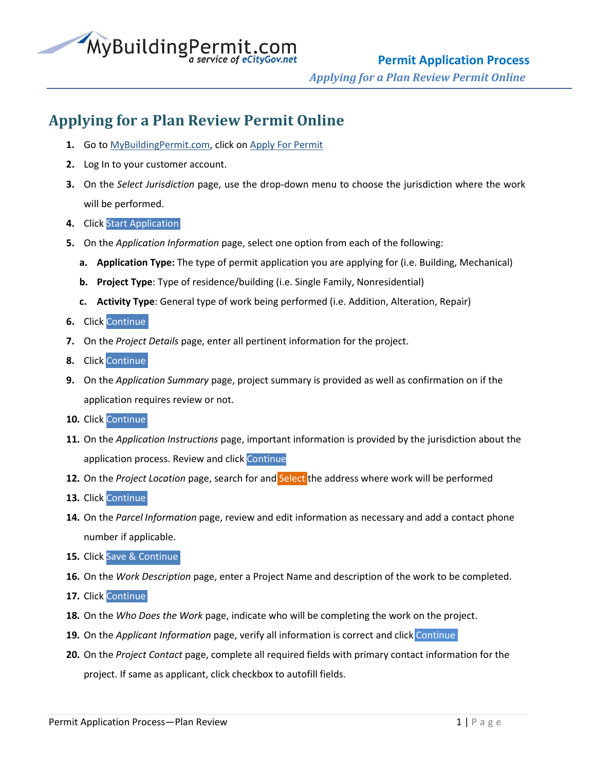# Applying for a Plan Review Permit Online

1. Go to [MyBuildingPermit.com](MyBuildingPermit.com), click on [Apply For Permit]()
2. Log In to your customer account.
3. On the *Select Jurisdiction* page, use the drop-down menu to choose the jurisdiction where the work will be performed.
4. Click Start Application
5. On the *Application Information* page, select one option from each of the following:
   a. **Application Type:** The type of permit application you are applying for (i.e. Building, Mechanical)
   b. **Project Type**: Type of residence/building (i.e. Single Family, Nonresidential)
   c. **Activity Type**: General type of work being performed (i.e. Addition, Alteration, Repair)
6. Click Continue
7. On the *Project Details* page, enter all pertinent information for the project.
8. Click Continue
9. On the *Application Summary* page, project summary is provided as well as confirmation on if the application requires review or not.
10. Click Continue
11. On the *Application Instructions* page, important information is provided by the jurisdiction about the application process. Review and click Continue
12. On the *Project Location* page, search for and Select the address where work will be performed
13. Click Continue
14. On the *Parcel Information* page, review and edit information as necessary and add a contact phone number if applicable.
15. Click Save & Continue
16. On the *Work Description* page, enter a Project Name and description of the work to be completed.
17. Click Continue
18. On the *Who Does the Work* page, indicate who will be completing the work on the project.
19. On the *Applicant Information* page, verify all information is correct and click Continue
20. On the *Project Contact* page, complete all required fields with primary contact information for the project. If same as applicant, click checkbox to autofill fields.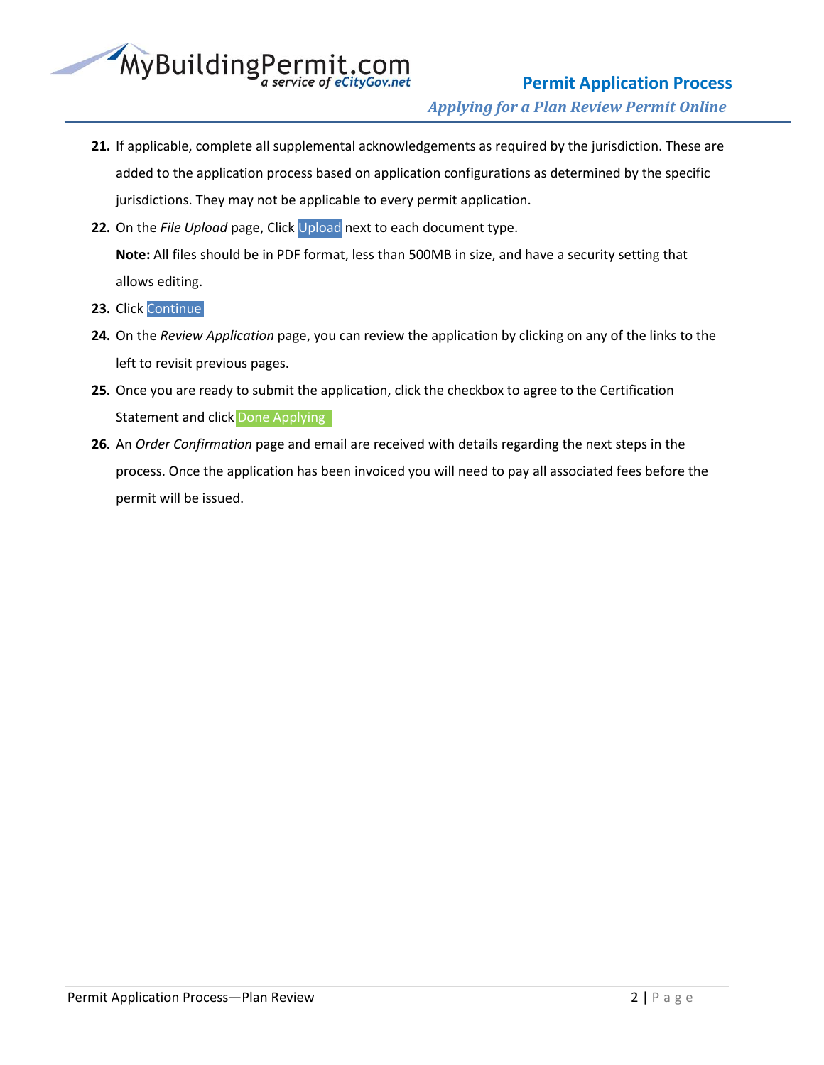21. If applicable, complete all supplemental acknowledgements as required by the jurisdiction. These are added to the application process based on application configurations as determined by the specific jurisdictions. They may not be applicable to every permit application.
22. On the *File Upload* page, Click Upload next to each document type.

    **Note:** All files should be in PDF format, less than 500MB in size, and have a security setting that allows editing.
23. Click Continue
24. On the *Review Application* page, you can review the application by clicking on any of the links to the left to revisit previous pages.
25. Once you are ready to submit the application, click the checkbox to agree to the Certification Statement and click Done Applying
26. An *Order Confirmation* page and email are received with details regarding the next steps in the process. Once the application has been invoiced you will need to pay all associated fees before the permit will be issued.